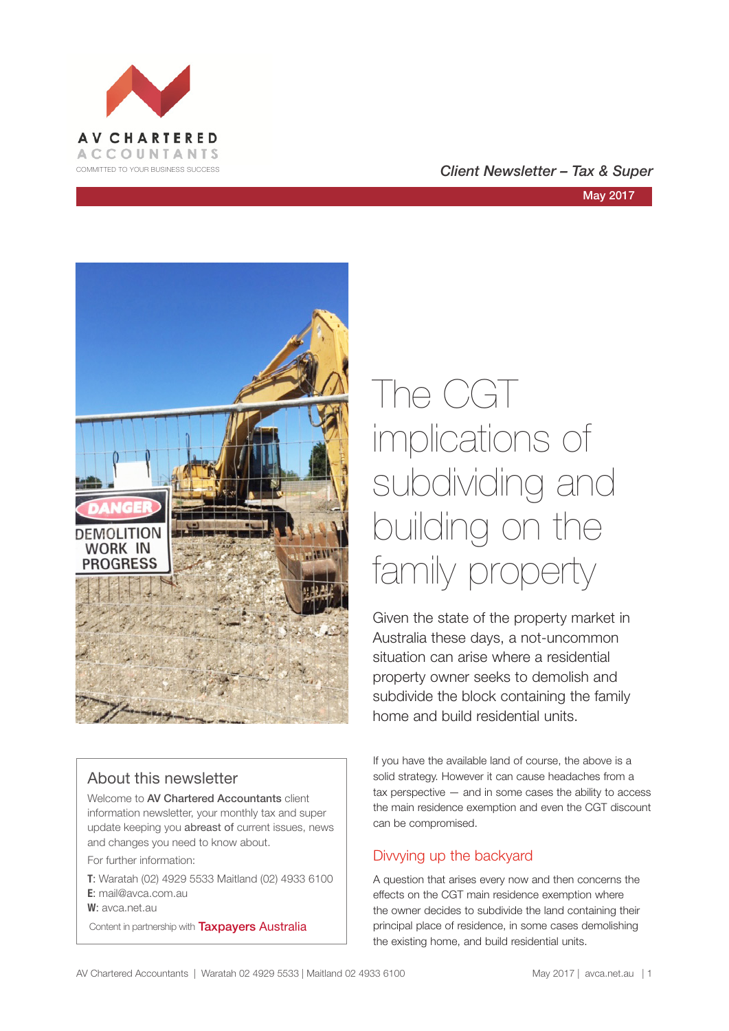AV CHARTERED ACCOUNTANTS

COMMITTED TO YOUR BUSINESS SUCCESS

*Client Newsletter – Tax & Super*

May 2017

# The CGT implications of subdividing and building on the family property

Given the state of the property market in Australia these days, a not-uncommon situation can arise where a residential property owner seeks to demolish and subdivide the block containing the family home and build residential units.

If you have the available land of course, the above is a solid strategy. However it can cause headaches from a tax perspective — and in some cases the ability to access the main residence exemption and even the CGT discount can be compromised.

## Divvying up the backyard

A question that arises every now and then concerns the effects on the CGT main residence exemption where the owner decides to subdivide the land containing their principal place of residence, in some cases demolishing the existing home, and build residential units.

## About this newsletter

Welcome to **AV Chartered Accountants** client information newsletter, your monthly tax and super update keeping you **abreast of** current issues, news and changes you need to know about.

For further information:

**T**: Waratah (02) 4929 5533 Maitland (02) 4933 6100
**E**: mail@avca.com.au
**W**: avca.net.au

Content in partnership with Taxpayers Australia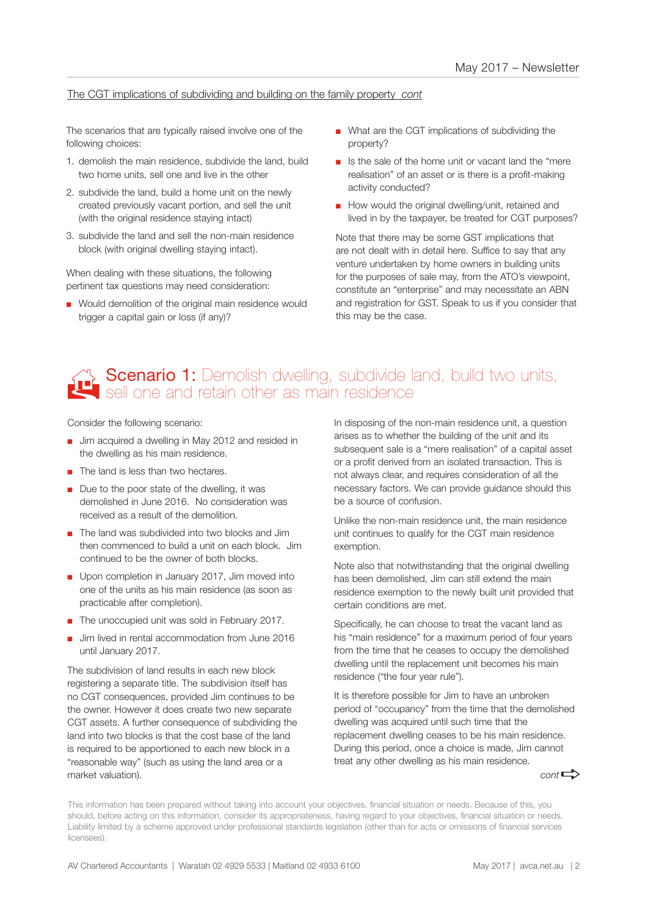The CGT implications of subdividing and building on the family property *cont*

The scenarios that are typically raised involve one of the following choices:

1. demolish the main residence, subdivide the land, build two home units, sell one and live in the other
2. subdivide the land, build a home unit on the newly created previously vacant portion, and sell the unit (with the original residence staying intact)
3. subdivide the land and sell the non-main residence block (with original dwelling staying intact).

When dealing with these situations, the following pertinent tax questions may need consideration:

- Would demolition of the original main residence would trigger a capital gain or loss (if any)?
- What are the CGT implications of subdividing the property?
- Is the sale of the home unit or vacant land the "mere realisation" of an asset or is there is a profit-making activity conducted?
- How would the original dwelling/unit, retained and lived in by the taxpayer, be treated for CGT purposes?

Note that there may be some GST implications that are not dealt with in detail here. Suffice to say that any venture undertaken by home owners in building units for the purposes of sale may, from the ATO's viewpoint, constitute an "enterprise" and may necessitate an ABN and registration for GST. Speak to us if you consider that this may be the case.

## Scenario 1: Demolish dwelling, subdivide land, build two units, sell one and retain other as main residence

Consider the following scenario:

- Jim acquired a dwelling in May 2012 and resided in the dwelling as his main residence.
- The land is less than two hectares.
- Due to the poor state of the dwelling, it was demolished in June 2016. No consideration was received as a result of the demolition.
- The land was subdivided into two blocks and Jim then commenced to build a unit on each block. Jim continued to be the owner of both blocks.
- Upon completion in January 2017, Jim moved into one of the units as his main residence (as soon as practicable after completion).
- The unoccupied unit was sold in February 2017.
- Jim lived in rental accommodation from June 2016 until January 2017.

The subdivision of land results in each new block registering a separate title. The subdivision itself has no CGT consequences, provided Jim continues to be the owner. However it does create two new separate CGT assets. A further consequence of subdividing the land into two blocks is that the cost base of the land is required to be apportioned to each new block in a "reasonable way" (such as using the land area or a market valuation).

In disposing of the non-main residence unit, a question arises as to whether the building of the unit and its subsequent sale is a "mere realisation" of a capital asset or a profit derived from an isolated transaction. This is not always clear, and requires consideration of all the necessary factors. We can provide guidance should this be a source of confusion.

Unlike the non-main residence unit, the main residence unit continues to qualify for the CGT main residence exemption.

Note also that notwithstanding that the original dwelling has been demolished, Jim can still extend the main residence exemption to the newly built unit provided that certain conditions are met.

Specifically, he can choose to treat the vacant land as his "main residence" for a maximum period of four years from the time that he ceases to occupy the demolished dwelling until the replacement unit becomes his main residence ("the four year rule").

It is therefore possible for Jim to have an unbroken period of "occupancy" from the time that the demolished dwelling was acquired until such time that the replacement dwelling ceases to be his main residence. During this period, once a choice is made, Jim cannot treat any other dwelling as his main residence.

*cont*

This information has been prepared without taking into account your objectives, financial situation or needs. Because of this, you should, before acting on this information, consider its appropriateness, having regard to your objectives, financial situation or needs. Liability limited by a scheme approved under professional standards legislation (other than for acts or omissions of financial services licensees).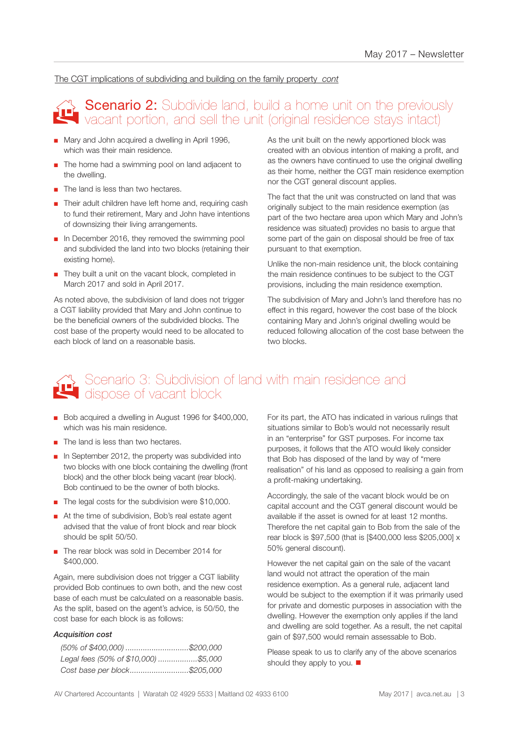The CGT implications of subdividing and building on the family property *cont*

## Scenario 2: Subdivide land, build a home unit on the previously vacant portion, and sell the unit (original residence stays intact)

- Mary and John acquired a dwelling in April 1996, which was their main residence.
- The home had a swimming pool on land adjacent to the dwelling.
- The land is less than two hectares.
- Their adult children have left home and, requiring cash to fund their retirement, Mary and John have intentions of downsizing their living arrangements.
- In December 2016, they removed the swimming pool and subdivided the land into two blocks (retaining their existing home).
- They built a unit on the vacant block, completed in March 2017 and sold in April 2017.

As noted above, the subdivision of land does not trigger a CGT liability provided that Mary and John continue to be the beneficial owners of the subdivided blocks. The cost base of the property would need to be allocated to each block of land on a reasonable basis.

As the unit built on the newly apportioned block was created with an obvious intention of making a profit, and as the owners have continued to use the original dwelling as their home, neither the CGT main residence exemption nor the CGT general discount applies.

The fact that the unit was constructed on land that was originally subject to the main residence exemption (as part of the two hectare area upon which Mary and John's residence was situated) provides no basis to argue that some part of the gain on disposal should be free of tax pursuant to that exemption.

Unlike the non-main residence unit, the block containing the main residence continues to be subject to the CGT provisions, including the main residence exemption.

The subdivision of Mary and John's land therefore has no effect in this regard, however the cost base of the block containing Mary and John's original dwelling would be reduced following allocation of the cost base between the two blocks.

## Scenario 3: Subdivision of land with main residence and dispose of vacant block

- Bob acquired a dwelling in August 1996 for $400,000, which was his main residence.
- The land is less than two hectares.
- In September 2012, the property was subdivided into two blocks with one block containing the dwelling (front block) and the other block being vacant (rear block). Bob continued to be the owner of both blocks.
- The legal costs for the subdivision were $10,000.
- At the time of subdivision, Bob's real estate agent advised that the value of front block and rear block should be split 50/50.
- The rear block was sold in December 2014 for $400,000.

Again, mere subdivision does not trigger a CGT liability provided Bob continues to own both, and the new cost base of each must be calculated on a reasonable basis. As the split, based on the agent's advice, is 50/50, the cost base for each block is as follows:

***Acquisition cost***

*(50% of $400,000) ............................$200,000*
*Legal fees (50% of $10,000) .................$5,000*
*Cost base per block...........................$205,000*

For its part, the ATO has indicated in various rulings that situations similar to Bob's would not necessarily result in an "enterprise" for GST purposes. For income tax purposes, it follows that the ATO would likely consider that Bob has disposed of the land by way of "mere realisation" of his land as opposed to realising a gain from a profit-making undertaking.

Accordingly, the sale of the vacant block would be on capital account and the CGT general discount would be available if the asset is owned for at least 12 months. Therefore the net capital gain to Bob from the sale of the rear block is $97,500 (that is [$400,000 less $205,000] x 50% general discount).

However the net capital gain on the sale of the vacant land would not attract the operation of the main residence exemption. As a general rule, adjacent land would be subject to the exemption if it was primarily used for private and domestic purposes in association with the dwelling. However the exemption only applies if the land and dwelling are sold together. As a result, the net capital gain of $97,500 would remain assessable to Bob.

Please speak to us to clarify any of the above scenarios should they apply to you. ■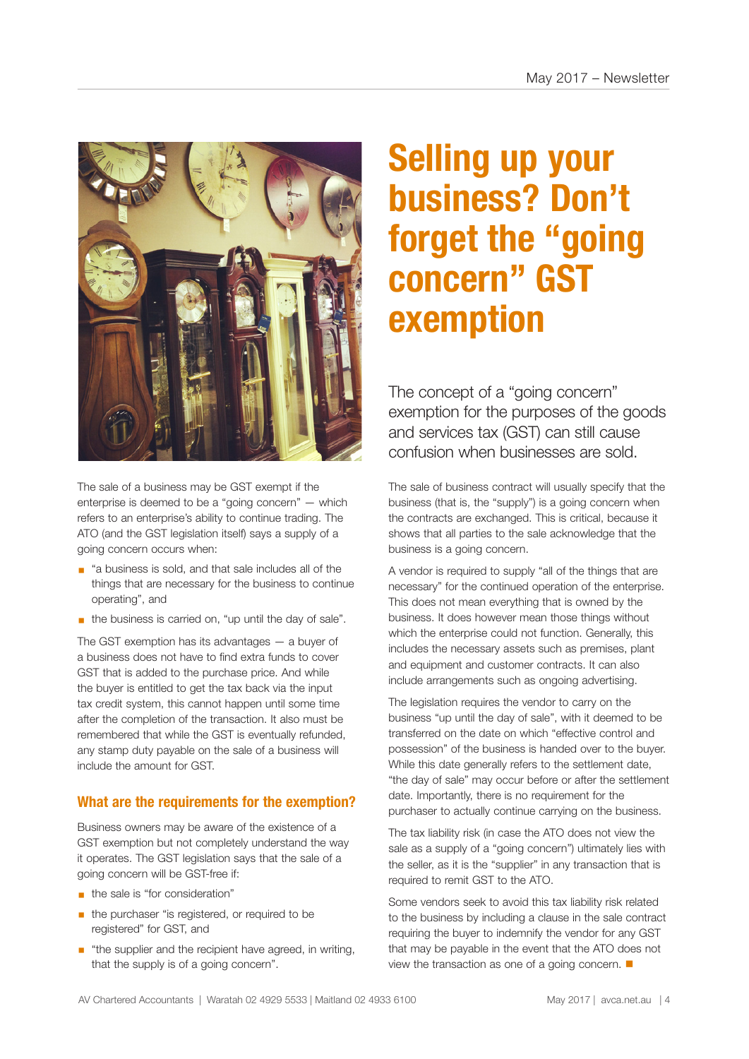# Selling up your business? Don't forget the "going concern" GST exemption

The concept of a "going concern" exemption for the purposes of the goods and services tax (GST) can still cause confusion when businesses are sold.

The sale of a business may be GST exempt if the enterprise is deemed to be a "going concern" — which refers to an enterprise's ability to continue trading. The ATO (and the GST legislation itself) says a supply of a going concern occurs when:

- "a business is sold, and that sale includes all of the things that are necessary for the business to continue operating", and
- the business is carried on, "up until the day of sale".

The GST exemption has its advantages — a buyer of a business does not have to find extra funds to cover GST that is added to the purchase price. And while the buyer is entitled to get the tax back via the input tax credit system, this cannot happen until some time after the completion of the transaction. It also must be remembered that while the GST is eventually refunded, any stamp duty payable on the sale of a business will include the amount for GST.

## What are the requirements for the exemption?

Business owners may be aware of the existence of a GST exemption but not completely understand the way it operates. The GST legislation says that the sale of a going concern will be GST-free if:

- the sale is "for consideration"
- the purchaser "is registered, or required to be registered" for GST, and
- "the supplier and the recipient have agreed, in writing, that the supply is of a going concern".

The sale of business contract will usually specify that the business (that is, the "supply") is a going concern when the contracts are exchanged. This is critical, because it shows that all parties to the sale acknowledge that the business is a going concern.

A vendor is required to supply "all of the things that are necessary" for the continued operation of the enterprise. This does not mean everything that is owned by the business. It does however mean those things without which the enterprise could not function. Generally, this includes the necessary assets such as premises, plant and equipment and customer contracts. It can also include arrangements such as ongoing advertising.

The legislation requires the vendor to carry on the business "up until the day of sale", with it deemed to be transferred on the date on which "effective control and possession" of the business is handed over to the buyer. While this date generally refers to the settlement date, "the day of sale" may occur before or after the settlement date. Importantly, there is no requirement for the purchaser to actually continue carrying on the business.

The tax liability risk (in case the ATO does not view the sale as a supply of a "going concern") ultimately lies with the seller, as it is the "supplier" in any transaction that is required to remit GST to the ATO.

Some vendors seek to avoid this tax liability risk related to the business by including a clause in the sale contract requiring the buyer to indemnify the vendor for any GST that may be payable in the event that the ATO does not view the transaction as one of a going concern. ■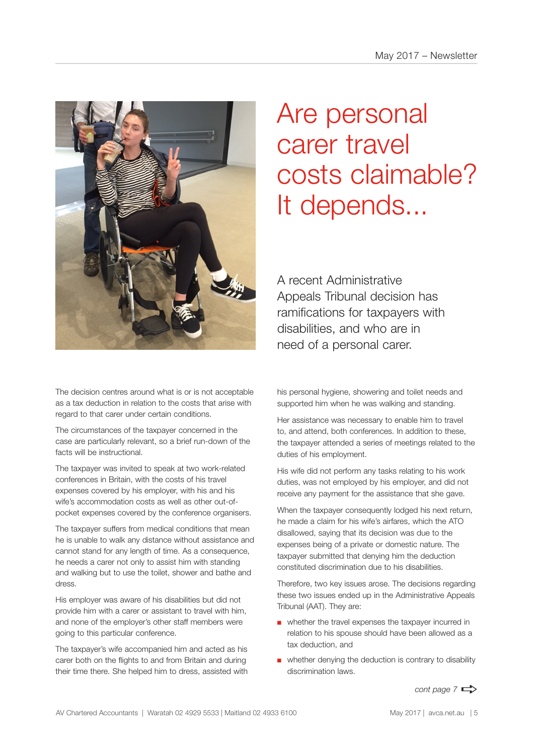# Are personal carer travel costs claimable? It depends...

A recent Administrative Appeals Tribunal decision has ramifications for taxpayers with disabilities, and who are in need of a personal carer.

The decision centres around what is or is not acceptable as a tax deduction in relation to the costs that arise with regard to that carer under certain conditions.

The circumstances of the taxpayer concerned in the case are particularly relevant, so a brief run-down of the facts will be instructional.

The taxpayer was invited to speak at two work-related conferences in Britain, with the costs of his travel expenses covered by his employer, with his and his wife's accommodation costs as well as other out-of-pocket expenses covered by the conference organisers.

The taxpayer suffers from medical conditions that mean he is unable to walk any distance without assistance and cannot stand for any length of time. As a consequence, he needs a carer not only to assist him with standing and walking but to use the toilet, shower and bathe and dress.

His employer was aware of his disabilities but did not provide him with a carer or assistant to travel with him, and none of the employer's other staff members were going to this particular conference.

The taxpayer's wife accompanied him and acted as his carer both on the flights to and from Britain and during their time there. She helped him to dress, assisted with his personal hygiene, showering and toilet needs and supported him when he was walking and standing.

Her assistance was necessary to enable him to travel to, and attend, both conferences. In addition to these, the taxpayer attended a series of meetings related to the duties of his employment.

His wife did not perform any tasks relating to his work duties, was not employed by his employer, and did not receive any payment for the assistance that she gave.

When the taxpayer consequently lodged his next return, he made a claim for his wife's airfares, which the ATO disallowed, saying that its decision was due to the expenses being of a private or domestic nature. The taxpayer submitted that denying him the deduction constituted discrimination due to his disabilities.

Therefore, two key issues arose. The decisions regarding these two issues ended up in the Administrative Appeals Tribunal (AAT). They are:

- whether the travel expenses the taxpayer incurred in relation to his spouse should have been allowed as a tax deduction, and
- whether denying the deduction is contrary to disability discrimination laws.

*cont page 7*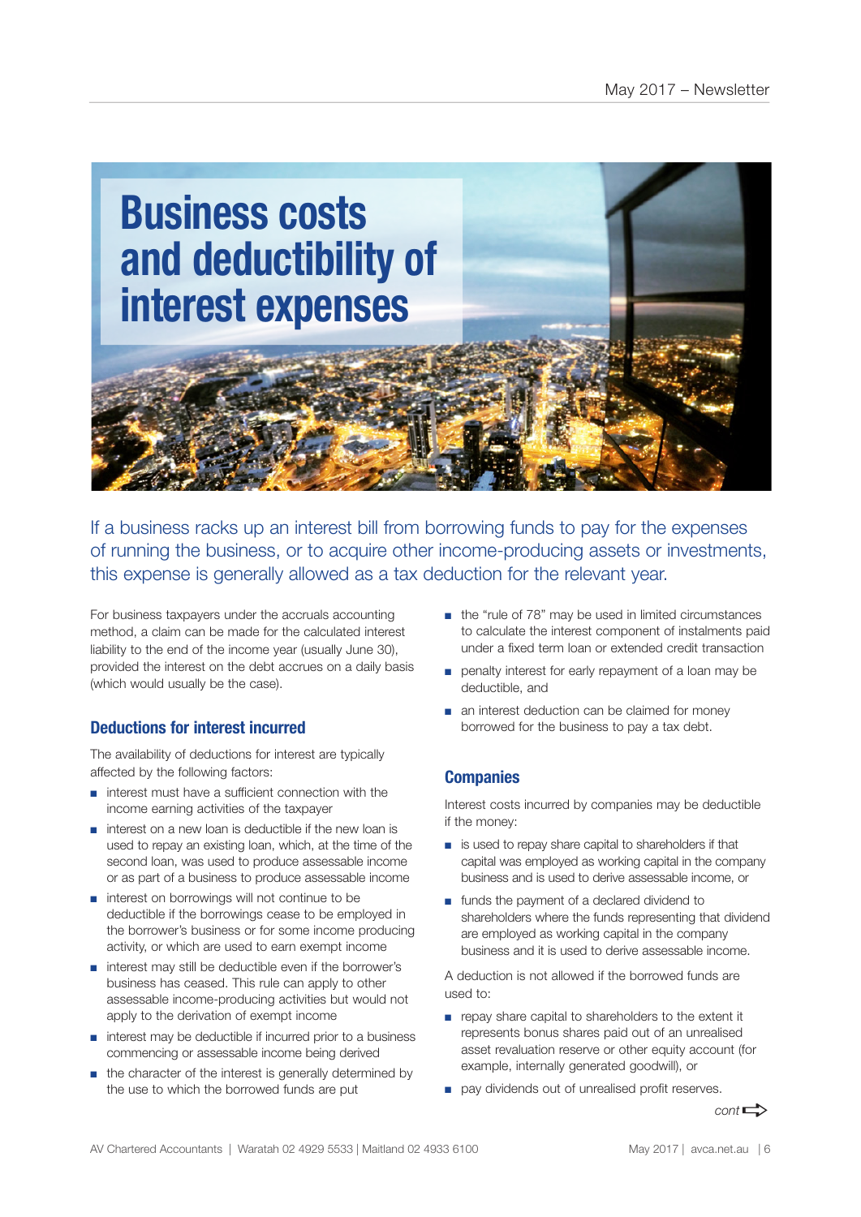# Business costs and deductibility of interest expenses

If a business racks up an interest bill from borrowing funds to pay for the expenses of running the business, or to acquire other income-producing assets or investments, this expense is generally allowed as a tax deduction for the relevant year.

For business taxpayers under the accruals accounting method, a claim can be made for the calculated interest liability to the end of the income year (usually June 30), provided the interest on the debt accrues on a daily basis (which would usually be the case).

## Deductions for interest incurred

The availability of deductions for interest are typically affected by the following factors:

- interest must have a sufficient connection with the income earning activities of the taxpayer
- interest on a new loan is deductible if the new loan is used to repay an existing loan, which, at the time of the second loan, was used to produce assessable income or as part of a business to produce assessable income
- interest on borrowings will not continue to be deductible if the borrowings cease to be employed in the borrower's business or for some income producing activity, or which are used to earn exempt income
- interest may still be deductible even if the borrower's business has ceased. This rule can apply to other assessable income-producing activities but would not apply to the derivation of exempt income
- interest may be deductible if incurred prior to a business commencing or assessable income being derived
- the character of the interest is generally determined by the use to which the borrowed funds are put
- the "rule of 78" may be used in limited circumstances to calculate the interest component of instalments paid under a fixed term loan or extended credit transaction
- penalty interest for early repayment of a loan may be deductible, and
- an interest deduction can be claimed for money borrowed for the business to pay a tax debt.

## Companies

Interest costs incurred by companies may be deductible if the money:

- is used to repay share capital to shareholders if that capital was employed as working capital in the company business and is used to derive assessable income, or
- funds the payment of a declared dividend to shareholders where the funds representing that dividend are employed as working capital in the company business and it is used to derive assessable income.

A deduction is not allowed if the borrowed funds are used to:

- repay share capital to shareholders to the extent it represents bonus shares paid out of an unrealised asset revaluation reserve or other equity account (for example, internally generated goodwill), or
- pay dividends out of unrealised profit reserves.

*cont*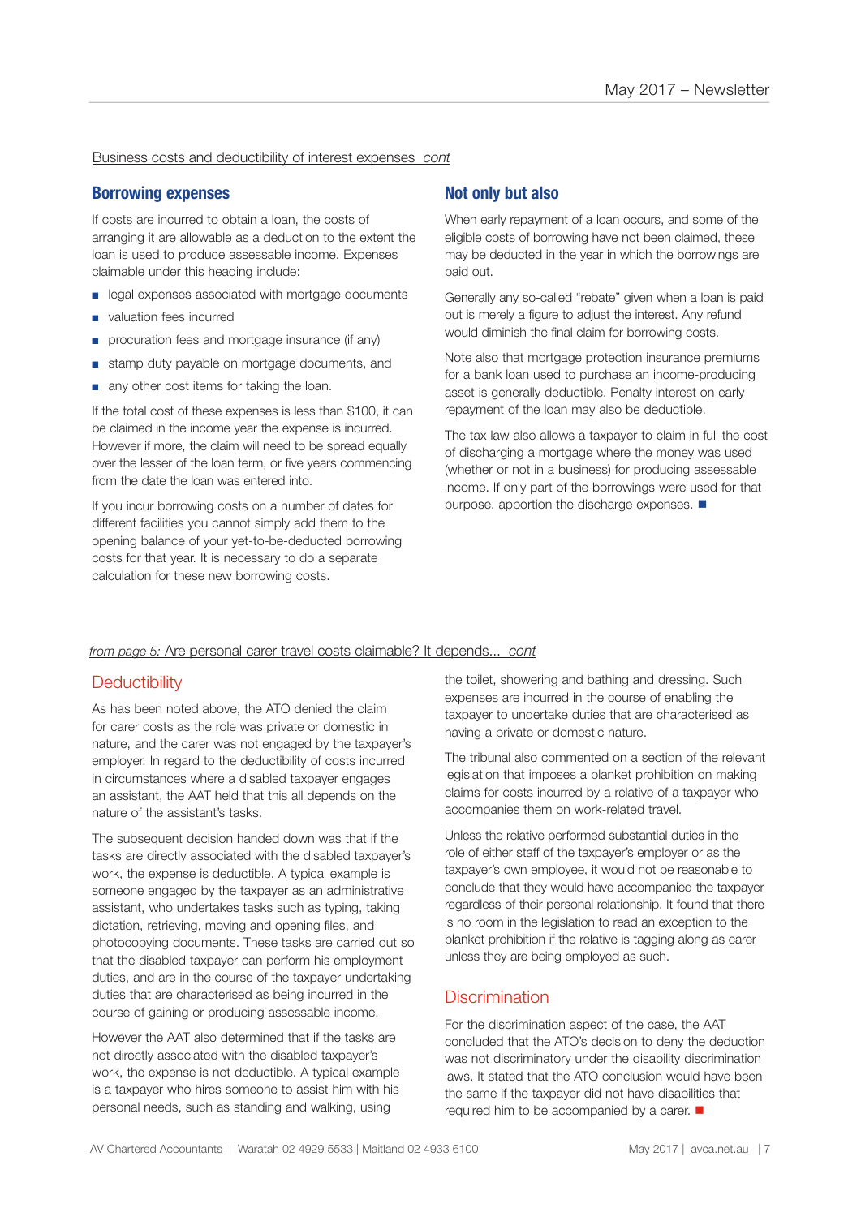Business costs and deductibility of interest expenses *cont*

## Borrowing expenses

If costs are incurred to obtain a loan, the costs of arranging it are allowable as a deduction to the extent the loan is used to produce assessable income. Expenses claimable under this heading include:

- legal expenses associated with mortgage documents
- valuation fees incurred
- procuration fees and mortgage insurance (if any)
- stamp duty payable on mortgage documents, and
- any other cost items for taking the loan.

If the total cost of these expenses is less than $100, it can be claimed in the income year the expense is incurred. However if more, the claim will need to be spread equally over the lesser of the loan term, or five years commencing from the date the loan was entered into.

If you incur borrowing costs on a number of dates for different facilities you cannot simply add them to the opening balance of your yet-to-be-deducted borrowing costs for that year. It is necessary to do a separate calculation for these new borrowing costs.

## Not only but also

When early repayment of a loan occurs, and some of the eligible costs of borrowing have not been claimed, these may be deducted in the year in which the borrowings are paid out.

Generally any so-called "rebate" given when a loan is paid out is merely a figure to adjust the interest. Any refund would diminish the final claim for borrowing costs.

Note also that mortgage protection insurance premiums for a bank loan used to purchase an income-producing asset is generally deductible. Penalty interest on early repayment of the loan may also be deductible.

The tax law also allows a taxpayer to claim in full the cost of discharging a mortgage where the money was used (whether or not in a business) for producing assessable income. If only part of the borrowings were used for that purpose, apportion the discharge expenses. ■

*from page 5:* Are personal carer travel costs claimable? It depends... *cont*

## Deductibility

As has been noted above, the ATO denied the claim for carer costs as the role was private or domestic in nature, and the carer was not engaged by the taxpayer's employer. In regard to the deductibility of costs incurred in circumstances where a disabled taxpayer engages an assistant, the AAT held that this all depends on the nature of the assistant's tasks.

The subsequent decision handed down was that if the tasks are directly associated with the disabled taxpayer's work, the expense is deductible. A typical example is someone engaged by the taxpayer as an administrative assistant, who undertakes tasks such as typing, taking dictation, retrieving, moving and opening files, and photocopying documents. These tasks are carried out so that the disabled taxpayer can perform his employment duties, and are in the course of the taxpayer undertaking duties that are characterised as being incurred in the course of gaining or producing assessable income.

However the AAT also determined that if the tasks are not directly associated with the disabled taxpayer's work, the expense is not deductible. A typical example is a taxpayer who hires someone to assist him with his personal needs, such as standing and walking, using the toilet, showering and bathing and dressing. Such expenses are incurred in the course of enabling the taxpayer to undertake duties that are characterised as having a private or domestic nature.

The tribunal also commented on a section of the relevant legislation that imposes a blanket prohibition on making claims for costs incurred by a relative of a taxpayer who accompanies them on work-related travel.

Unless the relative performed substantial duties in the role of either staff of the taxpayer's employer or as the taxpayer's own employee, it would not be reasonable to conclude that they would have accompanied the taxpayer regardless of their personal relationship. It found that there is no room in the legislation to read an exception to the blanket prohibition if the relative is tagging along as carer unless they are being employed as such.

## Discrimination

For the discrimination aspect of the case, the AAT concluded that the ATO's decision to deny the deduction was not discriminatory under the disability discrimination laws. It stated that the ATO conclusion would have been the same if the taxpayer did not have disabilities that required him to be accompanied by a carer. ■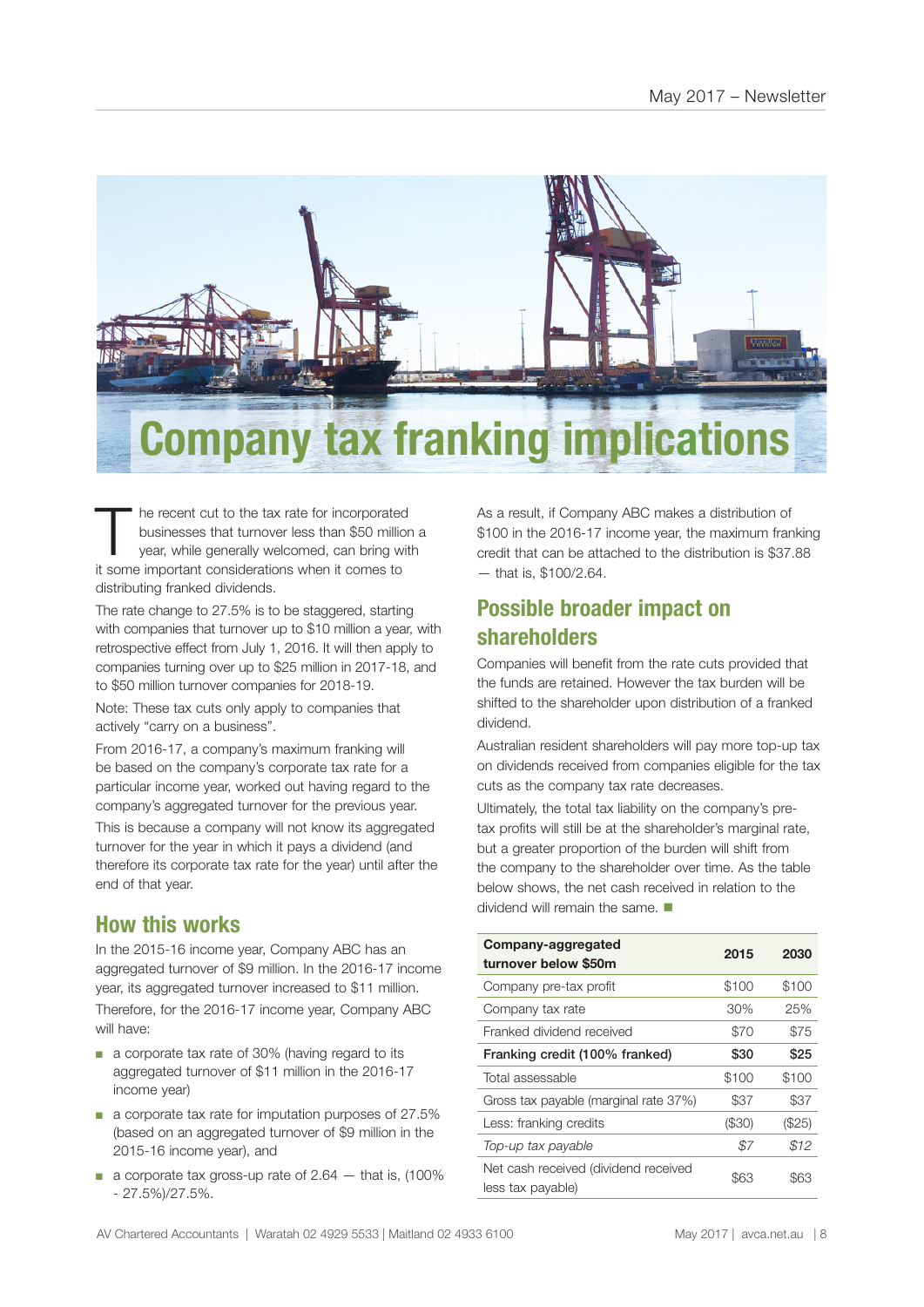# Company tax franking implications

The recent cut to the tax rate for incorporated businesses that turnover less than $50 million a year, while generally welcomed, can bring with it some important considerations when it comes to distributing franked dividends.

The rate change to 27.5% is to be staggered, starting with companies that turnover up to $10 million a year, with retrospective effect from July 1, 2016. It will then apply to companies turning over up to $25 million in 2017-18, and to $50 million turnover companies for 2018-19.

Note: These tax cuts only apply to companies that actively "carry on a business".

From 2016-17, a company's maximum franking will be based on the company's corporate tax rate for a particular income year, worked out having regard to the company's aggregated turnover for the previous year. This is because a company will not know its aggregated turnover for the year in which it pays a dividend (and therefore its corporate tax rate for the year) until after the end of that year.

## How this works

In the 2015-16 income year, Company ABC has an aggregated turnover of $9 million. In the 2016-17 income year, its aggregated turnover increased to $11 million.

Therefore, for the 2016-17 income year, Company ABC will have:

- a corporate tax rate of 30% (having regard to its aggregated turnover of $11 million in the 2016-17 income year)
- a corporate tax rate for imputation purposes of 27.5% (based on an aggregated turnover of $9 million in the 2015-16 income year), and
- a corporate tax gross-up rate of 2.64 — that is, (100% - 27.5%)/27.5%.

As a result, if Company ABC makes a distribution of $100 in the 2016-17 income year, the maximum franking credit that can be attached to the distribution is $37.88 — that is, $100/2.64.

## Possible broader impact on shareholders

Companies will benefit from the rate cuts provided that the funds are retained. However the tax burden will be shifted to the shareholder upon distribution of a franked dividend.

Australian resident shareholders will pay more top-up tax on dividends received from companies eligible for the tax cuts as the company tax rate decreases.

Ultimately, the total tax liability on the company's pre-tax profits will still be at the shareholder's marginal rate, but a greater proportion of the burden will shift from the company to the shareholder over time. As the table below shows, the net cash received in relation to the dividend will remain the same. ■

| **Company-aggregated turnover below $50m** | **2015** | **2030** |
|---|---|---|
| Company pre-tax profit | $100 | $100 |
| Company tax rate | 30% | 25% |
| Franked dividend received | $70 | $75 |
| **Franking credit (100% franked)** | **$30** | **$25** |
| Total assessable | $100 | $100 |
| Gross tax payable (marginal rate 37%) | $37 | $37 |
| Less: franking credits | ($30) | ($25) |
| *Top-up tax payable* | *$7* | *$12* |
| Net cash received (dividend received less tax payable) | $63 | $63 |